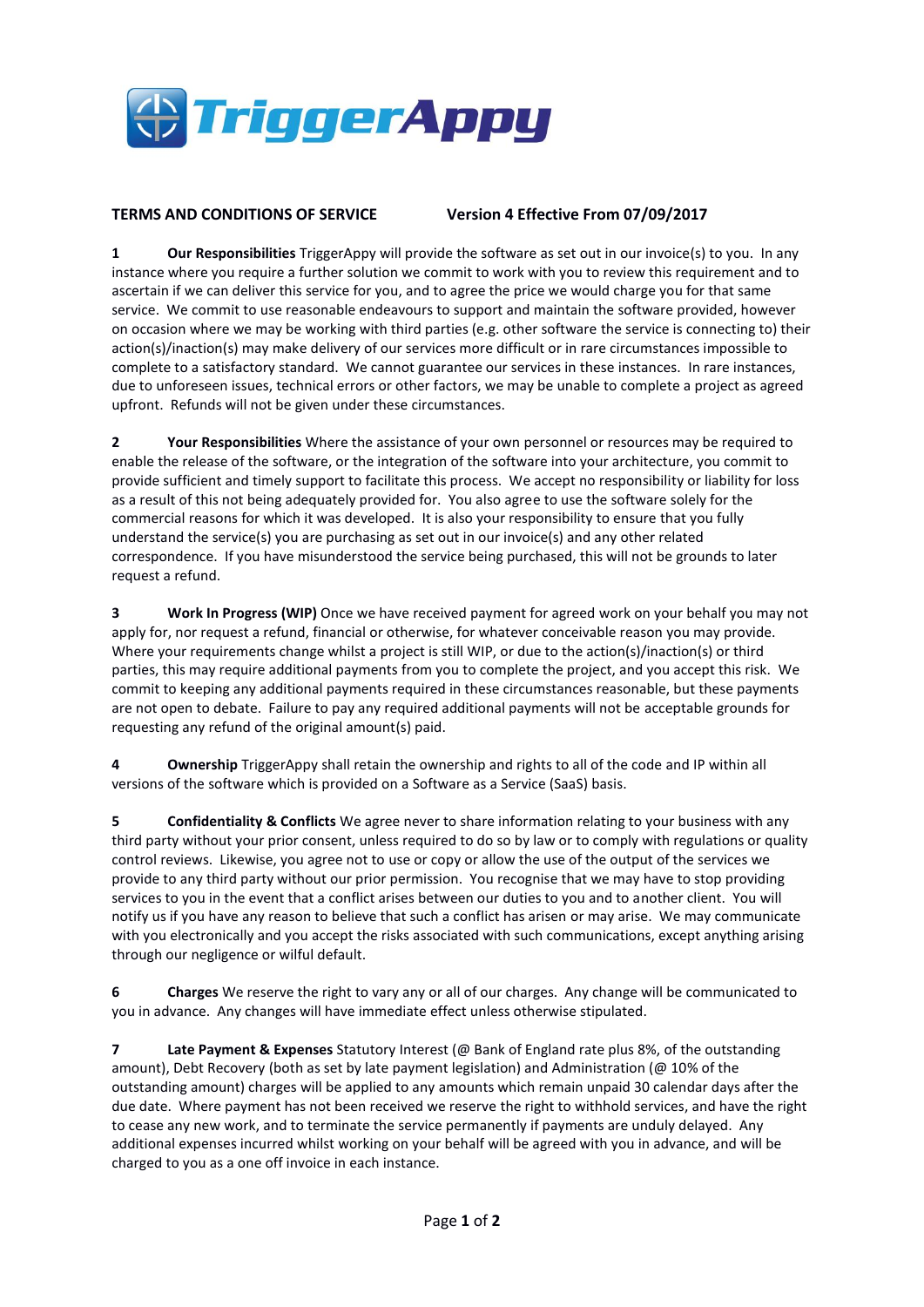TriggerAppy

**TERMS AND CONDITIONS OF SERVICE** **Version 4 Effective From 07/09/2017**

1 **Our Responsibilities** TriggerAppy will provide the software as set out in our invoice(s) to you. In any instance where you require a further solution we commit to work with you to review this requirement and to ascertain if we can deliver this service for you, and to agree the price we would charge you for that same service. We commit to use reasonable endeavours to support and maintain the software provided, however on occasion where we may be working with third parties (e.g. other software the service is connecting to) their action(s)/inaction(s) may make delivery of our services more difficult or in rare circumstances impossible to complete to a satisfactory standard. We cannot guarantee our services in these instances. In rare instances, due to unforeseen issues, technical errors or other factors, we may be unable to complete a project as agreed upfront. Refunds will not be given under these circumstances.

2 **Your Responsibilities** Where the assistance of your own personnel or resources may be required to enable the release of the software, or the integration of the software into your architecture, you commit to provide sufficient and timely support to facilitate this process. We accept no responsibility or liability for loss as a result of this not being adequately provided for. You also agree to use the software solely for the commercial reasons for which it was developed. It is also your responsibility to ensure that you fully understand the service(s) you are purchasing as set out in our invoice(s) and any other related correspondence. If you have misunderstood the service being purchased, this will not be grounds to later request a refund.

3 **Work In Progress (WIP)** Once we have received payment for agreed work on your behalf you may not apply for, nor request a refund, financial or otherwise, for whatever conceivable reason you may provide. Where your requirements change whilst a project is still WIP, or due to the action(s)/inaction(s) or third parties, this may require additional payments from you to complete the project, and you accept this risk. We commit to keeping any additional payments required in these circumstances reasonable, but these payments are not open to debate. Failure to pay any required additional payments will not be acceptable grounds for requesting any refund of the original amount(s) paid.

4 **Ownership** TriggerAppy shall retain the ownership and rights to all of the code and IP within all versions of the software which is provided on a Software as a Service (SaaS) basis.

5 **Confidentiality & Conflicts** We agree never to share information relating to your business with any third party without your prior consent, unless required to do so by law or to comply with regulations or quality control reviews. Likewise, you agree not to use or copy or allow the use of the output of the services we provide to any third party without our prior permission. You recognise that we may have to stop providing services to you in the event that a conflict arises between our duties to you and to another client. You will notify us if you have any reason to believe that such a conflict has arisen or may arise. We may communicate with you electronically and you accept the risks associated with such communications, except anything arising through our negligence or wilful default.

6 **Charges** We reserve the right to vary any or all of our charges. Any change will be communicated to you in advance. Any changes will have immediate effect unless otherwise stipulated.

7 **Late Payment & Expenses** Statutory Interest (@ Bank of England rate plus 8%, of the outstanding amount), Debt Recovery (both as set by late payment legislation) and Administration (@ 10% of the outstanding amount) charges will be applied to any amounts which remain unpaid 30 calendar days after the due date. Where payment has not been received we reserve the right to withhold services, and have the right to cease any new work, and to terminate the service permanently if payments are unduly delayed. Any additional expenses incurred whilst working on your behalf will be agreed with you in advance, and will be charged to you as a one off invoice in each instance.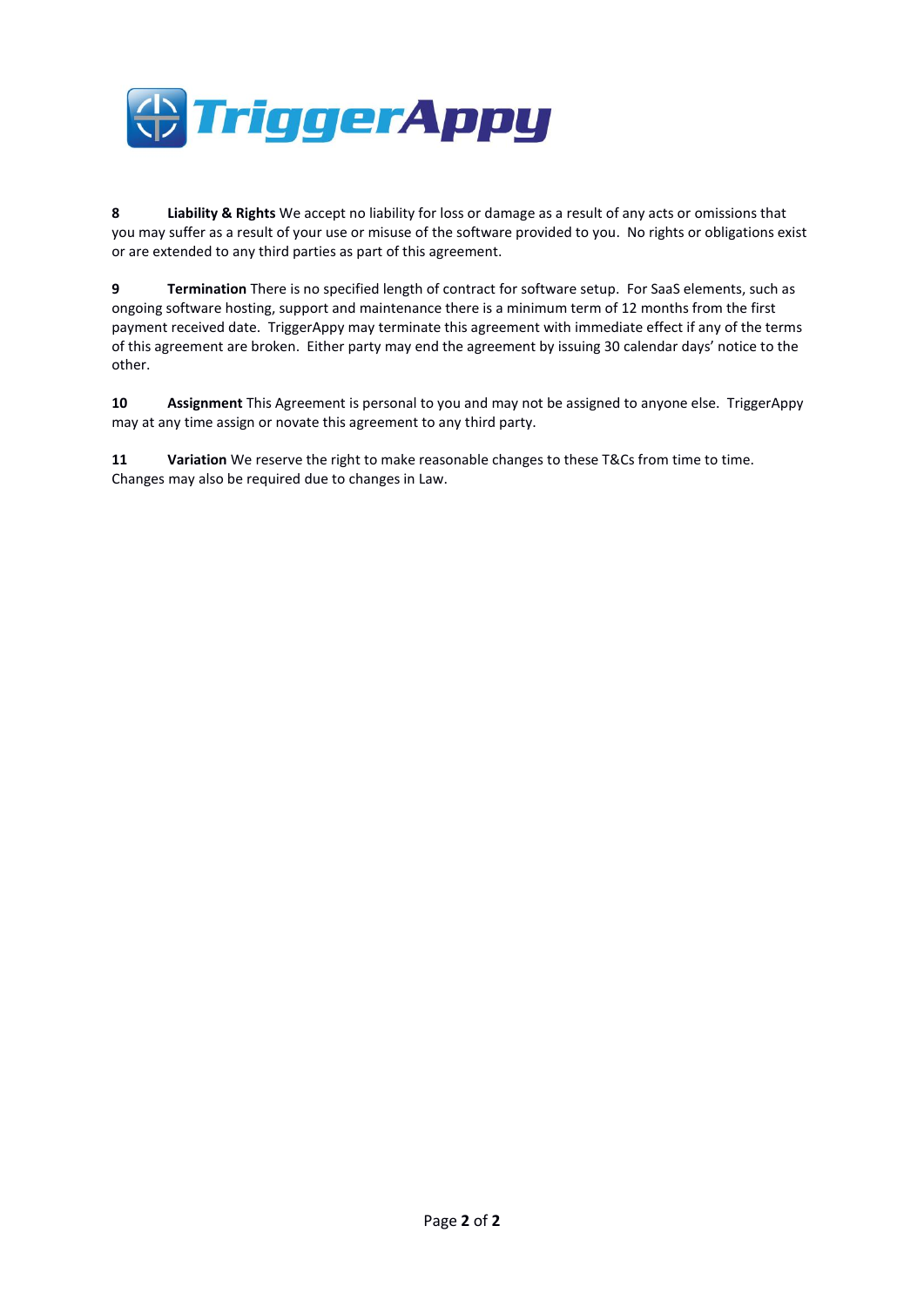**8 Liability & Rights** We accept no liability for loss or damage as a result of any acts or omissions that you may suffer as a result of your use or misuse of the software provided to you. No rights or obligations exist or are extended to any third parties as part of this agreement.

**9 Termination** There is no specified length of contract for software setup. For SaaS elements, such as ongoing software hosting, support and maintenance there is a minimum term of 12 months from the first payment received date. TriggerAppy may terminate this agreement with immediate effect if any of the terms of this agreement are broken. Either party may end the agreement by issuing 30 calendar days' notice to the other.

**10 Assignment** This Agreement is personal to you and may not be assigned to anyone else. TriggerAppy may at any time assign or novate this agreement to any third party.

**11 Variation** We reserve the right to make reasonable changes to these T&Cs from time to time. Changes may also be required due to changes in Law.